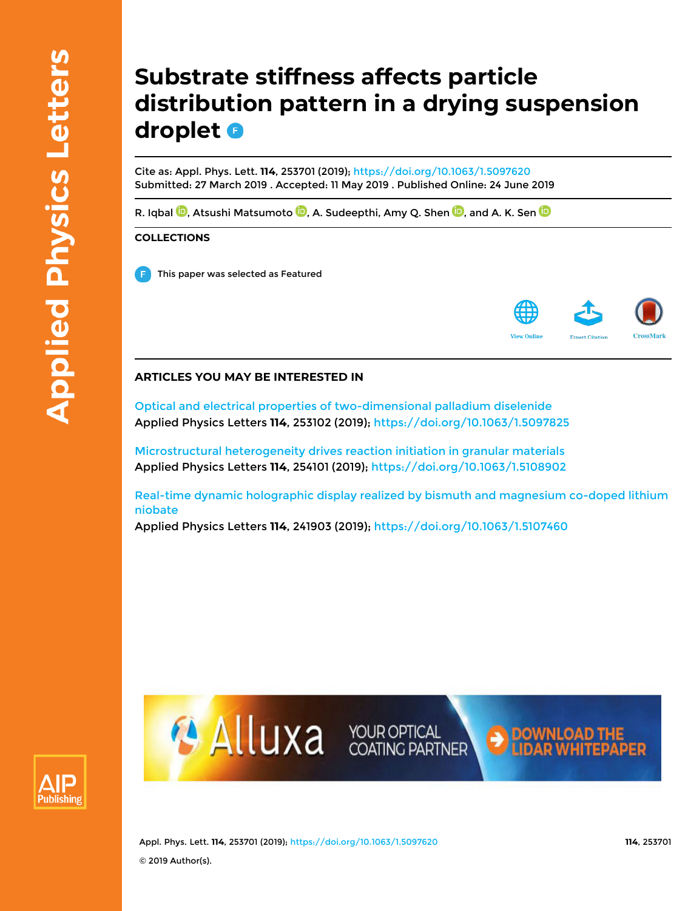# Substrate stiffness affects particle distribution pattern in a drying suspension droplet

Cite as: Appl. Phys. Lett. **114**, 253701 (2019); https://doi.org/10.1063/1.5097620
Submitted: 27 March 2019 . Accepted: 11 May 2019 . Published Online: 24 June 2019

R. Iqbal, Atsushi Matsumoto, A. Sudeepthi, Amy Q. Shen, and A. K. Sen

## COLLECTIONS

This paper was selected as Featured

## ARTICLES YOU MAY BE INTERESTED IN

Optical and electrical properties of two-dimensional palladium diselenide
Applied Physics Letters **114**, 253102 (2019); https://doi.org/10.1063/1.5097825

Microstructural heterogeneity drives reaction initiation in granular materials
Applied Physics Letters **114**, 254101 (2019); https://doi.org/10.1063/1.5108902

Real-time dynamic holographic display realized by bismuth and magnesium co-doped lithium niobate
Applied Physics Letters **114**, 241903 (2019); https://doi.org/10.1063/1.5107460

© 2019 Author(s).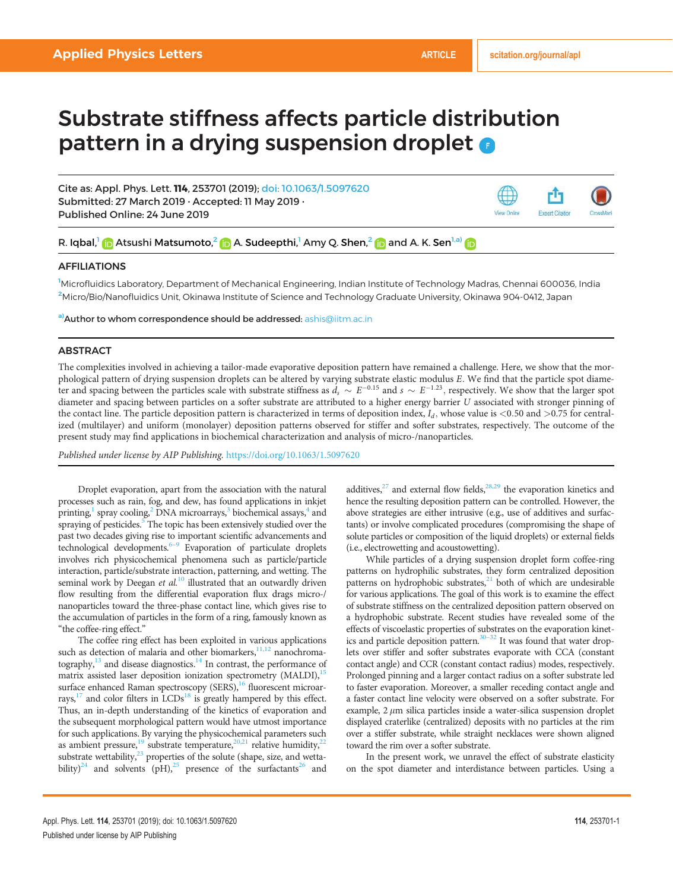# Substrate stiffness affects particle distribution pattern in a drying suspension droplet

Cite as: Appl. Phys. Lett. **114**, 253701 (2019); doi: 10.1063/1.5097620
Submitted: 27 March 2019 · Accepted: 11 May 2019 ·
Published Online: 24 June 2019

R. Iqbal,[1] Atsushi Matsumoto,[2] A. Sudeepthi,[1] Amy Q. Shen,[2] and A. K. Sen[1,a)]

## AFFILIATIONS

[1]Microfluidics Laboratory, Department of Mechanical Engineering, Indian Institute of Technology Madras, Chennai 600036, India
[2]Micro/Bio/Nanofluidics Unit, Okinawa Institute of Science and Technology Graduate University, Okinawa 904-0412, Japan

[a)]Author to whom correspondence should be addressed: ashis@iitm.ac.in

## ABSTRACT

The complexities involved in achieving a tailor-made evaporative deposition pattern have remained a challenge. Here, we show that the morphological pattern of drying suspension droplets can be altered by varying substrate elastic modulus $E$. We find that the particle spot diameter and spacing between the particles scale with substrate stiffness as $d_s \sim E^{-0.15}$ and $s \sim E^{-1.23}$, respectively. We show that the larger spot diameter and spacing between particles on a softer substrate are attributed to a higher energy barrier $U$ associated with stronger pinning of the contact line. The particle deposition pattern is characterized in terms of deposition index, $I_d$, whose value is <0.50 and >0.75 for centralized (multilayer) and uniform (monolayer) deposition patterns observed for stiffer and softer substrates, respectively. The outcome of the present study may find applications in biochemical characterization and analysis of micro-/nanoparticles.

*Published under license by AIP Publishing.* https://doi.org/10.1063/1.5097620

Droplet evaporation, apart from the association with the natural processes such as rain, fog, and dew, has found applications in inkjet printing,[1] spray cooling,[2] DNA microarrays,[3] biochemical assays,[4] and spraying of pesticides.[5] The topic has been extensively studied over the past two decades giving rise to important scientific advancements and technological developments.[6–9] Evaporation of particulate droplets involves rich physicochemical phenomena such as particle/particle interaction, particle/substrate interaction, patterning, and wetting. The seminal work by Deegan *et al.*[10] illustrated that an outwardly driven flow resulting from the differential evaporation flux drags micro-/nanoparticles toward the three-phase contact line, which gives rise to the accumulation of particles in the form of a ring, famously known as "the coffee-ring effect."

The coffee ring effect has been exploited in various applications such as detection of malaria and other biomarkers,[11,12] nanochromatography,[13] and disease diagnostics.[14] In contrast, the performance of matrix assisted laser deposition ionization spectrometry (MALDI),[15] surface enhanced Raman spectroscopy (SERS),[16] fluorescent microarrays,[17] and color filters in LCDs[18] is greatly hampered by this effect. Thus, an in-depth understanding of the kinetics of evaporation and the subsequent morphological pattern would have utmost importance for such applications. By varying the physicochemical parameters such as ambient pressure,[19] substrate temperature,[20,21] relative humidity,[22] substrate wettability,[23] properties of the solute (shape, size, and wettability)[24] and solvents (pH),[25] presence of the surfactants[26] and additives,[27] and external flow fields,[28,29] the evaporation kinetics and hence the resulting deposition pattern can be controlled. However, the above strategies are either intrusive (e.g., use of additives and surfactants) or involve complicated procedures (compromising the shape of solute particles or composition of the liquid droplets) or external fields (i.e., electrowetting and acoustowetting).

While particles of a drying suspension droplet form coffee-ring patterns on hydrophilic substrates, they form centralized deposition patterns on hydrophobic substrates,[21] both of which are undesirable for various applications. The goal of this work is to examine the effect of substrate stiffness on the centralized deposition pattern observed on a hydrophobic substrate. Recent studies have revealed some of the effects of viscoelastic properties of substrates on the evaporation kinetics and particle deposition pattern.[30–32] It was found that water droplets over stiffer and softer substrates evaporate with CCA (constant contact angle) and CCR (constant contact radius) modes, respectively. Prolonged pinning and a larger contact radius on a softer substrate led to faster evaporation. Moreover, a smaller receding contact angle and a faster contact line velocity were observed on a softer substrate. For example, 2 $\mu$m silica particles inside a water-silica suspension droplet displayed craterlike (centralized) deposits with no particles at the rim over a stiffer substrate, while straight necklaces were shown aligned toward the rim over a softer substrate.

In the present work, we unravel the effect of substrate elasticity on the spot diameter and interdistance between particles. Using a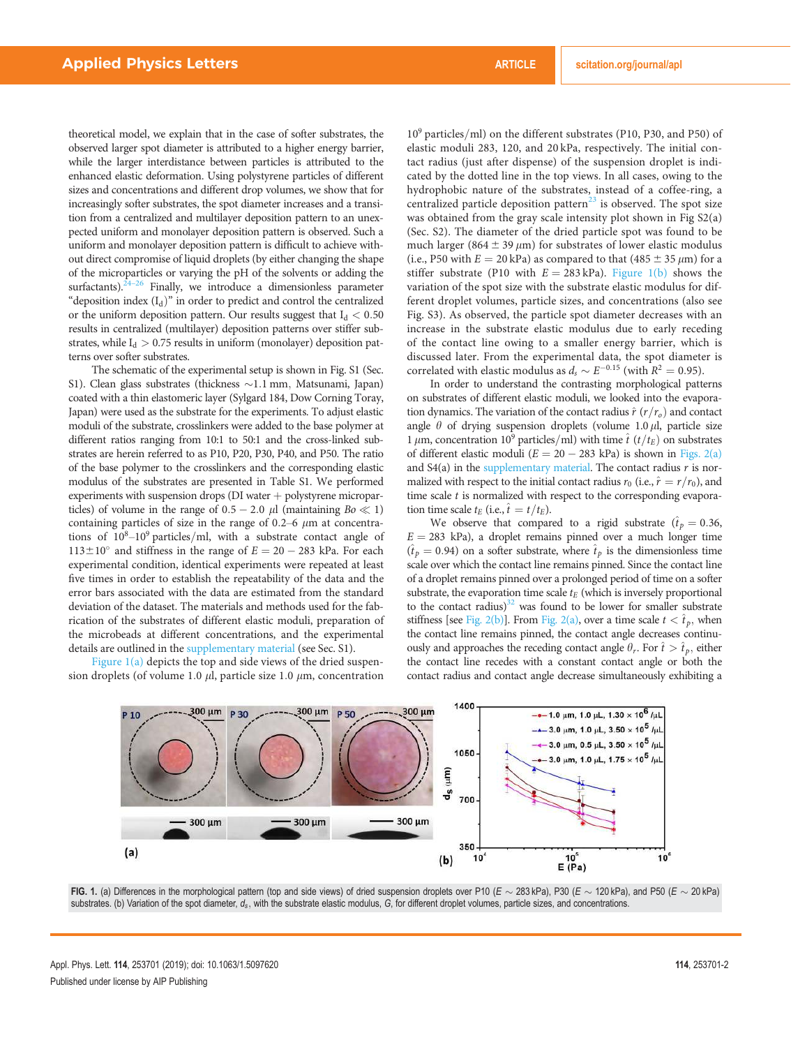theoretical model, we explain that in the case of softer substrates, the observed larger spot diameter is attributed to a higher energy barrier, while the larger interdistance between particles is attributed to the enhanced elastic deformation. Using polystyrene particles of different sizes and concentrations and different drop volumes, we show that for increasingly softer substrates, the spot diameter increases and a transition from a centralized and multilayer deposition pattern to an unexpected uniform and monolayer deposition pattern is observed. Such a uniform and monolayer deposition pattern is difficult to achieve without direct compromise of liquid droplets (by either changing the shape of the microparticles or varying the pH of the solvents or adding the surfactants).[24–26] Finally, we introduce a dimensionless parameter "deposition index ($I_d$)" in order to predict and control the centralized or the uniform deposition pattern. Our results suggest that $I_d < 0.50$ results in centralized (multilayer) deposition patterns over stiffer substrates, while $I_d > 0.75$ results in uniform (monolayer) deposition patterns over softer substrates.

The schematic of the experimental setup is shown in Fig. S1 (Sec. S1). Clean glass substrates (thickness ~1.1 mm, Matsunami, Japan) coated with a thin elastomeric layer (Sylgard 184, Dow Corning Toray, Japan) were used as the substrate for the experiments. To adjust elastic moduli of the substrate, crosslinkers were added to the base polymer at different ratios ranging from 10:1 to 50:1 and the cross-linked substrates are herein referred to as P10, P20, P30, P40, and P50. The ratio of the base polymer to the crosslinkers and the corresponding elastic modulus of the substrates are presented in Table S1. We performed experiments with suspension drops (DI water + polystyrene microparticles) of volume in the range of $0.5 - 2.0\ \mu l$ (maintaining $Bo \ll 1$) containing particles of size in the range of 0.2–6 $\mu$m at concentrations of $10^8$–$10^9$ particles/ml, with a substrate contact angle of $113 \pm 10^\circ$ and stiffness in the range of $E = 20 - 283$ kPa. For each experimental condition, identical experiments were repeated at least five times in order to establish the repeatability of the data and the error bars associated with the data are estimated from the standard deviation of the dataset. The materials and methods used for the fabrication of the substrates of different elastic moduli, preparation of the microbeads at different concentrations, and the experimental details are outlined in the supplementary material (see Sec. S1).

Figure 1(a) depicts the top and side views of the dried suspension droplets (of volume 1.0 $\mu l$, particle size 1.0 $\mu$m, concentration $10^9$ particles/ml) on the different substrates (P10, P30, and P50) of elastic moduli 283, 120, and 20 kPa, respectively. The initial contact radius (just after dispense) of the suspension droplet is indicated by the dotted line in the top views. In all cases, owing to the hydrophobic nature of the substrates, instead of a coffee-ring, a centralized particle deposition pattern[23] is observed. The spot size was obtained from the gray scale intensity plot shown in Fig S2(a) (Sec. S2). The diameter of the dried particle spot was found to be much larger ($864 \pm 39\ \mu$m) for substrates of lower elastic modulus (i.e., P50 with $E = 20$ kPa) as compared to that ($485 \pm 35\ \mu$m) for a stiffer substrate (P10 with $E = 283$ kPa). Figure 1(b) shows the variation of the spot size with the substrate elastic modulus for different droplet volumes, particle sizes, and concentrations (also see Fig. S3). As observed, the particle spot diameter decreases with an increase in the substrate elastic modulus due to early receding of the contact line owing to a smaller energy barrier, which is discussed later. From the experimental data, the spot diameter is correlated with elastic modulus as $d_s \sim E^{-0.15}$ (with $R^2 = 0.95$).

In order to understand the contrasting morphological patterns on substrates of different elastic moduli, we looked into the evaporation dynamics. The variation of the contact radius $\hat{r}$ ($r/r_o$) and contact angle $\theta$ of drying suspension droplets (volume 1.0 $\mu l$, particle size 1 $\mu$m, concentration $10^9$ particles/ml) with time $\hat{t}$ ($t/t_E$) on substrates of different elastic moduli ($E = 20 - 283$ kPa) is shown in Figs. 2(a) and S4(a) in the supplementary material. The contact radius $r$ is normalized with respect to the initial contact radius $r_0$ (i.e., $\hat{r} = r/r_0$), and time scale $t$ is normalized with respect to the corresponding evaporation time scale $t_E$ (i.e., $\hat{t} = t/t_E$).

We observe that compared to a rigid substrate ($\hat{t}_p = 0.36$, $E = 283$ kPa), a droplet remains pinned over a much longer time ($\hat{t}_p = 0.94$) on a softer substrate, where $\hat{t}_p$ is the dimensionless time scale over which the contact line remains pinned. Since the contact line of a droplet remains pinned over a prolonged period of time on a softer substrate, the evaporation time scale $t_E$ (which is inversely proportional to the contact radius)[32] was found to be lower for smaller substrate stiffness [see Fig. 2(b)]. From Fig. 2(a), over a time scale $t < \hat{t}_p$, when the contact line remains pinned, the contact angle decreases continuously and approaches the receding contact angle $\theta_r$. For $\hat{t} > \hat{t}_p$, either the contact line recedes with a constant contact angle or both the contact radius and contact angle decrease simultaneously exhibiting a

FIG. 1. (a) Differences in the morphological pattern (top and side views) of dried suspension droplets over P10 ($E \sim 283$ kPa), P30 ($E \sim 120$ kPa), and P50 ($E \sim 20$ kPa) substrates. (b) Variation of the spot diameter, $d_s$, with the substrate elastic modulus, $G$, for different droplet volumes, particle sizes, and concentrations.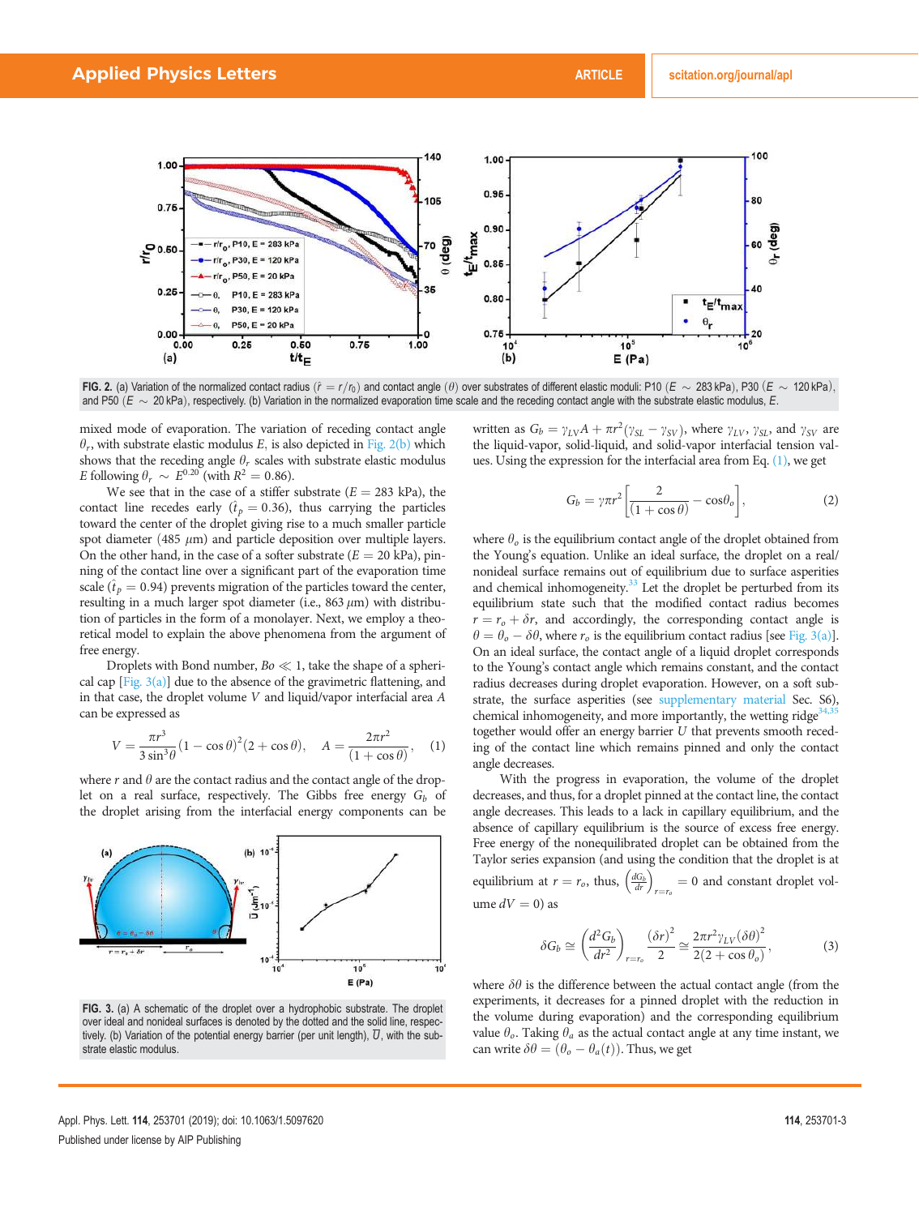FIG. 2. (a) Variation of the normalized contact radius ($\hat{r} = r/r_0$) and contact angle ($\theta$) over substrates of different elastic moduli: P10 ($E \sim 283$ kPa), P30 ($E \sim 120$ kPa), and P50 ($E \sim 20$ kPa), respectively. (b) Variation in the normalized evaporation time scale and the receding contact angle with the substrate elastic modulus, $E$.

mixed mode of evaporation. The variation of receding contact angle $\theta_r$, with substrate elastic modulus $E$, is also depicted in Fig. 2(b) which shows that the receding angle $\theta_r$ scales with substrate elastic modulus $E$ following $\theta_r \sim E^{0.20}$ (with $R^2 = 0.86$).

We see that in the case of a stiffer substrate ($E = 283$ kPa), the contact line recedes early ($\hat{t}_p = 0.36$), thus carrying the particles toward the center of the droplet giving rise to a much smaller particle spot diameter (485 $\mu$m) and particle deposition over multiple layers. On the other hand, in the case of a softer substrate ($E = 20$ kPa), pinning of the contact line over a significant part of the evaporation time scale ($\hat{t}_p = 0.94$) prevents migration of the particles toward the center, resulting in a much larger spot diameter (i.e., 863 $\mu$m) with distribution of particles in the form of a monolayer. Next, we employ a theoretical model to explain the above phenomena from the argument of free energy.

Droplets with Bond number, $Bo \ll 1$, take the shape of a spherical cap [Fig. 3(a)] due to the absence of the gravimetric flattening, and in that case, the droplet volume $V$ and liquid/vapor interfacial area $A$ can be expressed as

$$V = \frac{\pi r^3}{3\sin^3\theta}(1-\cos\theta)^2(2+\cos\theta), \quad A = \frac{2\pi r^2}{(1+\cos\theta)}, \tag{1}$$

where $r$ and $\theta$ are the contact radius and the contact angle of the droplet on a real surface, respectively. The Gibbs free energy $G_b$ of the droplet arising from the interfacial energy components can be written as $G_b = \gamma_{LV}A + \pi r^2(\gamma_{SL} - \gamma_{SV})$, where $\gamma_{LV}$, $\gamma_{SL}$, and $\gamma_{SV}$ are the liquid-vapor, solid-liquid, and solid-vapor interfacial tension values. Using the expression for the interfacial area from Eq. (1), we get

$$G_b = \gamma\pi r^2\left[\frac{2}{(1+\cos\theta)} - \cos\theta_o\right], \tag{2}$$

where $\theta_o$ is the equilibrium contact angle of the droplet obtained from the Young's equation. Unlike an ideal surface, the droplet on a real/nonideal surface remains out of equilibrium due to surface asperities and chemical inhomogeneity.[33] Let the droplet be perturbed from its equilibrium state such that the modified contact radius becomes $r = r_o + \delta r$, and accordingly, the corresponding contact angle is $\theta = \theta_o - \delta\theta$, where $r_o$ is the equilibrium contact radius [see Fig. 3(a)]. On an ideal surface, the contact angle of a liquid droplet corresponds to the Young's contact angle which remains constant, and the contact radius decreases during droplet evaporation. However, on a soft substrate, the surface asperities (see supplementary material Sec. S6), chemical inhomogeneity, and more importantly, the wetting ridge[34,35] together would offer an energy barrier $U$ that prevents smooth receding of the contact line which remains pinned and only the contact angle decreases.

With the progress in evaporation, the volume of the droplet decreases, and thus, for a droplet pinned at the contact line, the contact angle decreases. This leads to a lack in capillary equilibrium, and the absence of capillary equilibrium is the source of excess free energy. Free energy of the nonequilibrated droplet can be obtained from the Taylor series expansion (and using the condition that the droplet is at equilibrium at $r = r_o$, thus, $\left(\frac{dG_b}{dr}\right)_{r=r_o} = 0$ and constant droplet volume $dV = 0$) as

$$\delta G_b \cong \left(\frac{d^2G_b}{dr^2}\right)_{r=r_o}\frac{(\delta r)^2}{2} \cong \frac{2\pi r^2\gamma_{LV}(\delta\theta)^2}{2(2+\cos\theta_o)}, \tag{3}$$

where $\delta\theta$ is the difference between the actual contact angle (from the experiments, it decreases for a pinned droplet with the reduction in the volume during evaporation) and the corresponding equilibrium value $\theta_o$. Taking $\theta_a$ as the actual contact angle at any time instant, we can write $\delta\theta = (\theta_o - \theta_a(t))$. Thus, we get

FIG. 3. (a) A schematic of the droplet over a hydrophobic substrate. The droplet over ideal and nonideal surfaces is denoted by the dotted and the solid line, respectively. (b) Variation of the potential energy barrier (per unit length), $\bar{U}$, with the substrate elastic modulus.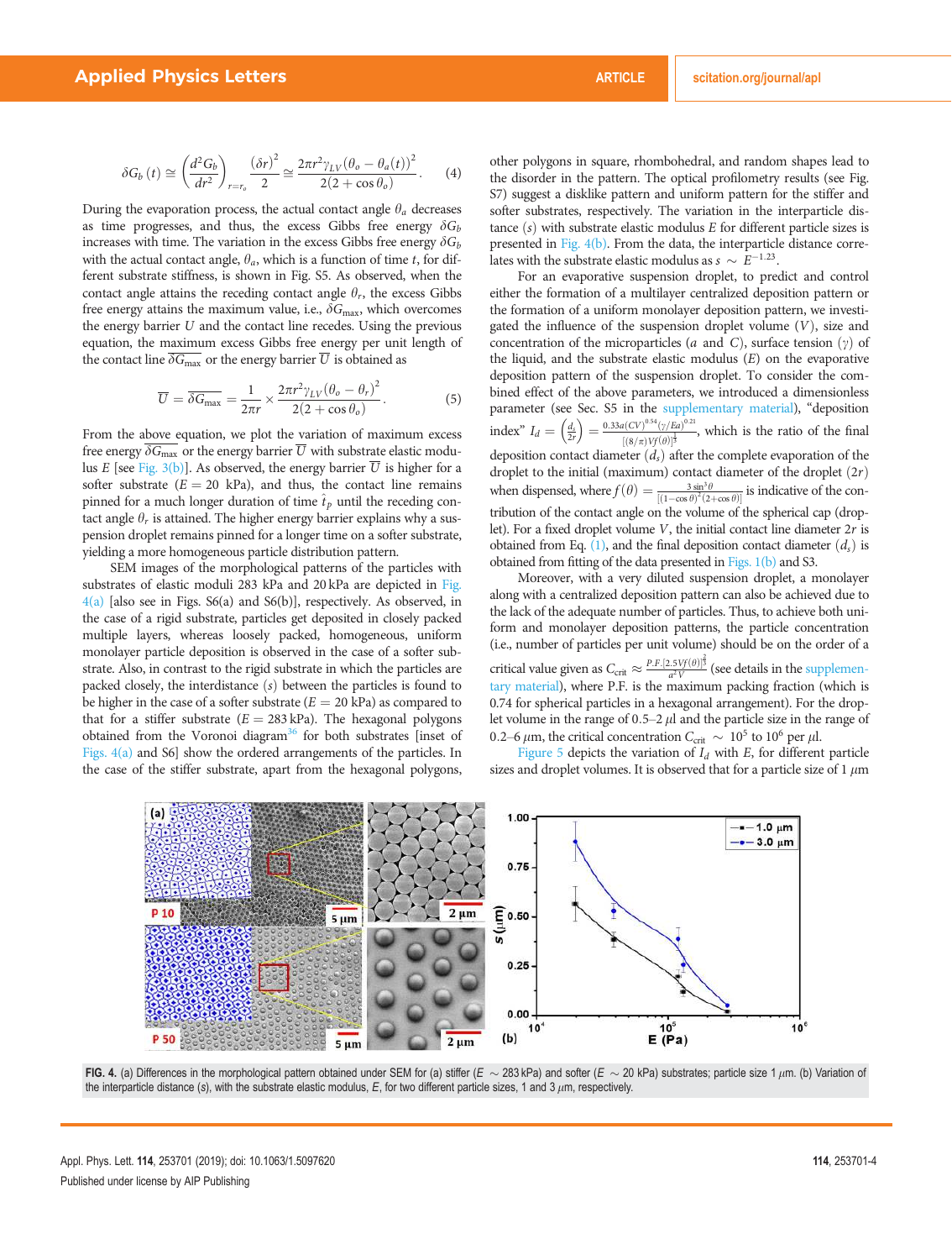$$\delta G_b(t) \cong \left(\frac{d^2 G_b}{dr^2}\right)_{r=r_o} \frac{(\delta r)^2}{2} \cong \frac{2\pi r^2 \gamma_{LV}(\theta_o - \theta_a(t))^2}{2(2+\cos\theta_o)}. \quad (4)$$

During the evaporation process, the actual contact angle $\theta_a$ decreases as time progresses, and thus, the excess Gibbs free energy $\delta G_b$ increases with time. The variation in the excess Gibbs free energy $\delta G_b$ with the actual contact angle, $\theta_a$, which is a function of time $t$, for different substrate stiffness, is shown in Fig. S5. As observed, when the contact angle attains the receding contact angle $\theta_r$, the excess Gibbs free energy attains the maximum value, i.e., $\delta G_{\max}$, which overcomes the energy barrier $U$ and the contact line recedes. Using the previous equation, the maximum excess Gibbs free energy per unit length of the contact line $\overline{\delta G_{\max}}$ or the energy barrier $\overline{U}$ is obtained as

$$\overline{U} = \overline{\delta G_{\max}} = \frac{1}{2\pi r} \times \frac{2\pi r^2 \gamma_{LV}(\theta_o - \theta_r)^2}{2(2+\cos\theta_o)}. \quad (5)$$

From the above equation, we plot the variation of maximum excess free energy $\overline{\delta G_{\max}}$ or the energy barrier $\overline{U}$ with substrate elastic modulus $E$ [see Fig. 3(b)]. As observed, the energy barrier $\overline{U}$ is higher for a softer substrate ($E = 20$ kPa), and thus, the contact line remains pinned for a much longer duration of time $\hat{t}_p$ until the receding contact angle $\theta_r$ is attained. The higher energy barrier explains why a suspension droplet remains pinned for a longer time on a softer substrate, yielding a more homogeneous particle distribution pattern.

SEM images of the morphological patterns of the particles with substrates of elastic moduli 283 kPa and 20 kPa are depicted in Fig. 4(a) [also see in Figs. S6(a) and S6(b)], respectively. As observed, in the case of a rigid substrate, particles get deposited in closely packed multiple layers, whereas loosely packed, homogeneous, uniform monolayer particle deposition is observed in the case of a softer substrate. Also, in contrast to the rigid substrate in which the particles are packed closely, the interdistance ($s$) between the particles is found to be higher in the case of a softer substrate ($E = 20$ kPa) as compared to that for a stiffer substrate ($E = 283$ kPa). The hexagonal polygons obtained from the Voronoi diagram[36] for both substrates [inset of Figs. 4(a) and S6] show the ordered arrangements of the particles. In the case of the stiffer substrate, apart from the hexagonal polygons, other polygons in square, rhombohedral, and random shapes lead to the disorder in the pattern. The optical profilometry results (see Fig. S7) suggest a disklike pattern and uniform pattern for the stiffer and softer substrates, respectively. The variation in the interparticle distance ($s$) with substrate elastic modulus $E$ for different particle sizes is presented in Fig. 4(b). From the data, the interparticle distance correlates with the substrate elastic modulus as $s \sim E^{-1.23}$.

For an evaporative suspension droplet, to predict and control either the formation of a multilayer centralized deposition pattern or the formation of a uniform monolayer deposition pattern, we investigated the influence of the suspension droplet volume ($V$), size and concentration of the microparticles ($a$ and $C$), surface tension ($\gamma$) of the liquid, and the substrate elastic modulus ($E$) on the evaporative deposition pattern of the suspension droplet. To consider the combined effect of the above parameters, we introduced a dimensionless parameter (see Sec. S5 in the supplementary material), "deposition index" $I_d = \left(\frac{d_s}{2r}\right) = \frac{0.33a(CV)^{0.54}(\gamma/Ea)^{0.21}}{[(8/\pi)Vf(\theta)]^{\frac{1}{3}}}$, which is the ratio of the final deposition contact diameter ($d_s$) after the complete evaporation of the droplet to the initial (maximum) contact diameter of the droplet ($2r$) when dispensed, where $f(\theta) = \frac{3\sin^3\theta}{[(1-\cos\theta)^2(2+\cos\theta)]}$ is indicative of the contribution of the contact angle on the volume of the spherical cap (droplet). For a fixed droplet volume $V$, the initial contact line diameter $2r$ is obtained from Eq. (1), and the final deposition contact diameter ($d_s$) is obtained from fitting of the data presented in Figs. 1(b) and S3.

Moreover, with a very diluted suspension droplet, a monolayer along with a centralized deposition pattern can also be achieved due to the lack of the adequate number of particles. Thus, to achieve both uniform and monolayer deposition patterns, the particle concentration (i.e., number of particles per unit volume) should be on the order of a critical value given as $C_{\text{crit}} \approx \frac{P.F.[2.5Vf(\theta)]^{\frac{2}{3}}}{a^2 V}$ (see details in the supplementary material), where P.F. is the maximum packing fraction (which is 0.74 for spherical particles in a hexagonal arrangement). For the droplet volume in the range of 0.5–2 $\mu$l and the particle size in the range of 0.2–6 $\mu$m, the critical concentration $C_{\text{crit}} \sim 10^5$ to $10^6$ per $\mu$l.

Figure 5 depicts the variation of $I_d$ with $E$, for different particle sizes and droplet volumes. It is observed that for a particle size of 1 $\mu$m

FIG. 4. (a) Differences in the morphological pattern obtained under SEM for (a) stiffer ($E \sim 283$ kPa) and softer ($E \sim 20$ kPa) substrates; particle size 1 $\mu$m. (b) Variation of the interparticle distance ($s$), with the substrate elastic modulus, $E$, for two different particle sizes, 1 and 3 $\mu$m, respectively.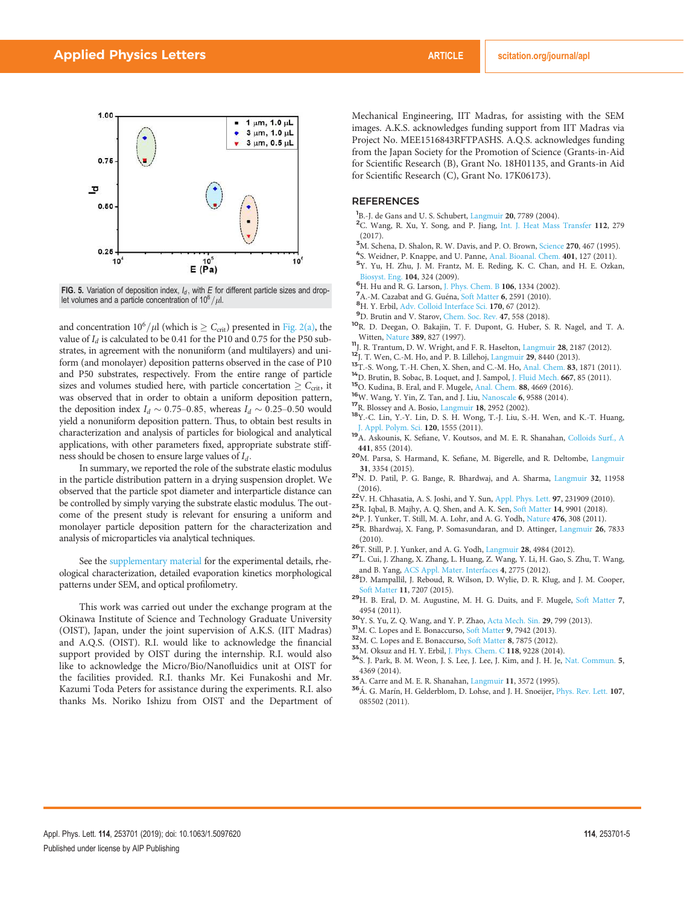1.00

0.75

0.50

0.25

$I_d$

$10^4$ $10^5$ $10^6$

E (Pa)

1 μm, 1.0 μL
3 μm, 1.0 μL
3 μm, 0.5 μL

FIG. 5. Variation of deposition index, $I_d$, with $E$ for different particle sizes and droplet volumes and a particle concentration of $10^6/\mu$l.

and concentration $10^6/\mu l$ (which is $\geq C_{crit}$) presented in Fig. 2(a), the value of $I_d$ is calculated to be 0.41 for the P10 and 0.75 for the P50 substrates, in agreement with the nonuniform (and multilayers) and uniform (and monolayer) deposition patterns observed in the case of P10 and P50 substrates, respectively. From the entire range of particle sizes and volumes studied here, with particle concertation $\geq C_{crit}$, it was observed that in order to obtain a uniform deposition pattern, the deposition index $I_d \sim 0.75$–$0.85$, whereas $I_d \sim 0.25$–$0.50$ would yield a nonuniform deposition pattern. Thus, to obtain best results in characterization and analysis of particles for biological and analytical applications, with other parameters fixed, appropriate substrate stiffness should be chosen to ensure large values of $I_d$.

In summary, we reported the role of the substrate elastic modulus in the particle distribution pattern in a drying suspension droplet. We observed that the particle spot diameter and interparticle distance can be controlled by simply varying the substrate elastic modulus. The outcome of the present study is relevant for ensuring a uniform and monolayer particle deposition pattern for the characterization and analysis of microparticles via analytical techniques.

See the supplementary material for the experimental details, rheological characterization, detailed evaporation kinetics morphological patterns under SEM, and optical profilometry.

This work was carried out under the exchange program at the Okinawa Institute of Science and Technology Graduate University (OIST), Japan, under the joint supervision of A.K.S. (IIT Madras) and A.Q.S. (OIST). R.I. would like to acknowledge the financial support provided by OIST during the internship. R.I. would also like to acknowledge the Micro/Bio/Nanofluidics unit at OIST for the facilities provided. R.I. thanks Mr. Kei Funakoshi and Mr. Kazumi Toda Peters for assistance during the experiments. R.I. also thanks Ms. Noriko Ishizu from OIST and the Department of Mechanical Engineering, IIT Madras, for assisting with the SEM images. A.K.S. acknowledges funding support from IIT Madras via Project No. MEE1516843RFTPASHS. A.Q.S. acknowledges funding from the Japan Society for the Promotion of Science (Grants-in-Aid for Scientific Research (B), Grant No. 18H01135, and Grants-in Aid for Scientific Research (C), Grant No. 17K06173).

## REFERENCES

[1] B.-J. de Gans and U. S. Schubert, Langmuir **20**, 7789 (2004).
[2] C. Wang, R. Xu, Y. Song, and P. Jiang, Int. J. Heat Mass Transfer **112**, 279 (2017).
[3] M. Schena, D. Shalon, R. W. Davis, and P. O. Brown, Science **270**, 467 (1995).
[4] S. Weidner, P. Knappe, and U. Panne, Anal. Bioanal. Chem. **401**, 127 (2011).
[5] Y. Yu, H. Zhu, J. M. Frantz, M. E. Reding, K. C. Chan, and H. E. Ozkan, Biosyst. Eng. **104**, 324 (2009).
[6] H. Hu and R. G. Larson, J. Phys. Chem. B **106**, 1334 (2002).
[7] A.-M. Cazabat and G. Guéna, Soft Matter **6**, 2591 (2010).
[8] H. Y. Erbil, Adv. Colloid Interface Sci. **170**, 67 (2012).
[9] D. Brutin and V. Starov, Chem. Soc. Rev. **47**, 558 (2018).
[10] R. D. Deegan, O. Bakajin, T. F. Dupont, G. Huber, S. R. Nagel, and T. A. Witten, Nature **389**, 827 (1997).
[11] J. R. Trantum, D. W. Wright, and F. R. Haselton, Langmuir **28**, 2187 (2012).
[12] J. T. Wen, C.-M. Ho, and P. B. Lillehoj, Langmuir **29**, 8440 (2013).
[13] T.-S. Wong, T.-H. Chen, X. Shen, and C.-M. Ho, Anal. Chem. **83**, 1871 (2011).
[14] D. Brutin, B. Sobac, B. Loquet, and J. Sampol, J. Fluid Mech. **667**, 85 (2011).
[15] O. Kudina, B. Eral, and F. Mugele, Anal. Chem. **88**, 4669 (2016).
[16] W. Wang, Y. Yin, Z. Tan, and J. Liu, Nanoscale **6**, 9588 (2014).
[17] R. Blossey and A. Bosio, Langmuir **18**, 2952 (2002).
[18] Y.-C. Lin, Y.-Y. Lin, D. S. H. Wong, T.-J. Liu, S.-H. Wen, and K.-T. Huang, J. Appl. Polym. Sci. **120**, 1555 (2011).
[19] A. Askounis, K. Sefiane, V. Koutsos, and M. E. R. Shanahan, Colloids Surf., A **441**, 855 (2014).
[20] M. Parsa, S. Harmand, K. Sefiane, M. Bigerelle, and R. Deltombe, Langmuir **31**, 3354 (2015).
[21] N. D. Patil, P. G. Bange, R. Bhardwaj, and A. Sharma, Langmuir **32**, 11958 (2016).
[22] V. H. Chhasatia, A. S. Joshi, and Y. Sun, Appl. Phys. Lett. **97**, 231909 (2010).
[23] R. Iqbal, B. Majhy, A. Q. Shen, and A. K. Sen, Soft Matter **14**, 9901 (2018).
[24] P. J. Yunker, T. Still, M. A. Lohr, and A. G. Yodh, Nature **476**, 308 (2011).
[25] R. Bhardwaj, X. Fang, P. Somasundaran, and D. Attinger, Langmuir **26**, 7833 (2010).
[26] T. Still, P. J. Yunker, and A. G. Yodh, Langmuir **28**, 4984 (2012).
[27] L. Cui, J. Zhang, X. Zhang, L. Huang, Z. Wang, Y. Li, H. Gao, S. Zhu, T. Wang, and B. Yang, ACS Appl. Mater. Interfaces **4**, 2775 (2012).
[28] D. Mampallil, J. Reboud, R. Wilson, D. Wylie, D. R. Klug, and J. M. Cooper, Soft Matter **11**, 7207 (2015).
[29] H. B. Eral, D. M. Augustine, M. H. G. Duits, and F. Mugele, Soft Matter **7**, 4954 (2011).
[30] Y. S. Yu, Z. Q. Wang, and Y. P. Zhao, Acta Mech. Sin. **29**, 799 (2013).
[31] M. C. Lopes and E. Bonaccurso, Soft Matter **9**, 7942 (2013).
[32] M. C. Lopes and E. Bonaccurso, Soft Matter **8**, 7875 (2012).
[33] M. Oksuz and H. Y. Erbil, J. Phys. Chem. C **118**, 9228 (2014).
[34] S. J. Park, B. M. Weon, J. S. Lee, J. Lee, J. Kim, and J. H. Je, Nat. Commun. **5**, 4369 (2014).
[35] A. Carre and M. E. R. Shanahan, Langmuir **11**, 3572 (1995).
[36] A. G. Marín, H. Gelderblom, D. Lohse, and J. H. Snoeijer, Phys. Rev. Lett. **107**, 085502 (2011).